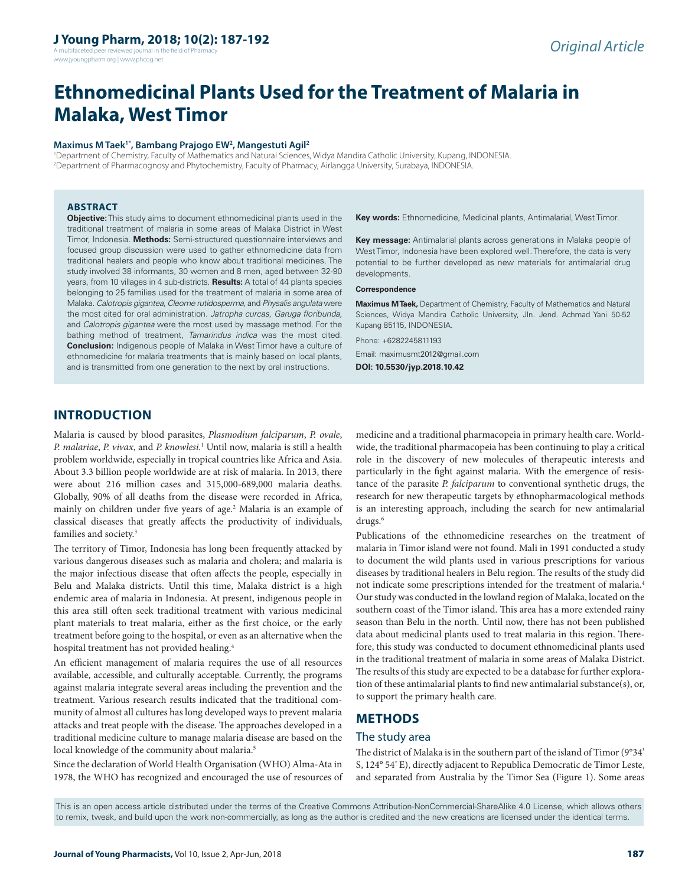Original Article

# Ethnomedicinal Plants Used for the Treatment of Malaria in Malaka, West Timor

**Maximus M Taek[1*], Bambang Prajogo EW[2], Mangestuti Agil[2]**

[1]Department of Chemistry, Faculty of Mathematics and Natural Sciences, Widya Mandira Catholic University, Kupang, INDONESIA.
[2]Department of Pharmacognosy and Phytochemistry, Faculty of Pharmacy, Airlangga University, Surabaya, INDONESIA.

## ABSTRACT

**Objective:** This study aims to document ethnomedicinal plants used in the traditional treatment of malaria in some areas of Malaka District in West Timor, Indonesia. **Methods:** Semi-structured questionnaire interviews and focused group discussion were used to gather ethnomedicine data from traditional healers and people who know about traditional medicines. The study involved 38 informants, 30 women and 8 men, aged between 32-90 years, from 10 villages in 4 sub-districts. **Results:** A total of 44 plants species belonging to 25 families used for the treatment of malaria in some area of Malaka. *Calotropis gigantea*, *Cleome rutidosperma*, and *Physalis angulata* were the most cited for oral administration. *Jatropha curcas*, *Garuga floribunda*, and *Calotropis gigantea* were the most used by massage method. For the bathing method of treatment, *Tamarindus indica* was the most cited. **Conclusion:** Indigenous people of Malaka in West Timor have a culture of ethnomedicine for malaria treatments that is mainly based on local plants, and is transmitted from one generation to the next by oral instructions.

**Key words:** Ethnomedicine, Medicinal plants, Antimalarial, West Timor.

**Key message:** Antimalarial plants across generations in Malaka people of West Timor, Indonesia have been explored well. Therefore, the data is very potential to be further developed as new materials for antimalarial drug developments.

**Correspondence**

**Maximus M Taek,** Department of Chemistry, Faculty of Mathematics and Natural Sciences, Widya Mandira Catholic University, Jln. Jend. Achmad Yani 50-52 Kupang 85115, INDONESIA.

Phone: +6282245811193

Email: maximusmt2012@gmail.com

**DOI: 10.5530/jyp.2018.10.42**

## INTRODUCTION

Malaria is caused by blood parasites, *Plasmodium falciparum*, *P. ovale*, *P. malariae*, *P. vivax*, and *P. knowlesi*.[1] Until now, malaria is still a health problem worldwide, especially in tropical countries like Africa and Asia. About 3.3 billion people worldwide are at risk of malaria. In 2013, there were about 216 million cases and 315,000-689,000 malaria deaths. Globally, 90% of all deaths from the disease were recorded in Africa, mainly on children under five years of age.[2] Malaria is an example of classical diseases that greatly affects the productivity of individuals, families and society.[3]

The territory of Timor, Indonesia has long been frequently attacked by various dangerous diseases such as malaria and cholera; and malaria is the major infectious disease that often affects the people, especially in Belu and Malaka districts. Until this time, Malaka district is a high endemic area of malaria in Indonesia. At present, indigenous people in this area still often seek traditional treatment with various medicinal plant materials to treat malaria, either as the first choice, or the early treatment before going to the hospital, or even as an alternative when the hospital treatment has not provided healing.[4]

An efficient management of malaria requires the use of all resources available, accessible, and culturally acceptable. Currently, the programs against malaria integrate several areas including the prevention and the treatment. Various research results indicated that the traditional community of almost all cultures has long developed ways to prevent malaria attacks and treat people with the disease. The approaches developed in a traditional medicine culture to manage malaria disease are based on the local knowledge of the community about malaria.[5]

Since the declaration of World Health Organisation (WHO) Alma-Ata in 1978, the WHO has recognized and encouraged the use of resources of medicine and a traditional pharmacopeia in primary health care. Worldwide, the traditional pharmacopeia has been continuing to play a critical role in the discovery of new molecules of therapeutic interests and particularly in the fight against malaria. With the emergence of resistance of the parasite *P. falciparum* to conventional synthetic drugs, the research for new therapeutic targets by ethnopharmacological methods is an interesting approach, including the search for new antimalarial drugs.[6]

Publications of the ethnomedicine researches on the treatment of malaria in Timor island were not found. Mali in 1991 conducted a study to document the wild plants used in various prescriptions for various diseases by traditional healers in Belu region. The results of the study did not indicate some prescriptions intended for the treatment of malaria.[4] Our study was conducted in the lowland region of Malaka, located on the southern coast of the Timor island. This area has a more extended rainy season than Belu in the north. Until now, there has not been published data about medicinal plants used to treat malaria in this region. Therefore, this study was conducted to document ethnomedicinal plants used in the traditional treatment of malaria in some areas of Malaka District. The results of this study are expected to be a database for further exploration of these antimalarial plants to find new antimalarial substance(s), or, to support the primary health care.

## METHODS

### The study area

The district of Malaka is in the southern part of the island of Timor (9°34' S, 124° 54' E), directly adjacent to Republica Democratic de Timor Leste, and separated from Australia by the Timor Sea (Figure 1). Some areas

This is an open access article distributed under the terms of the Creative Commons Attribution-NonCommercial-ShareAlike 4.0 License, which allows others to remix, tweak, and build upon the work non-commercially, as long as the author is credited and the new creations are licensed under the identical terms.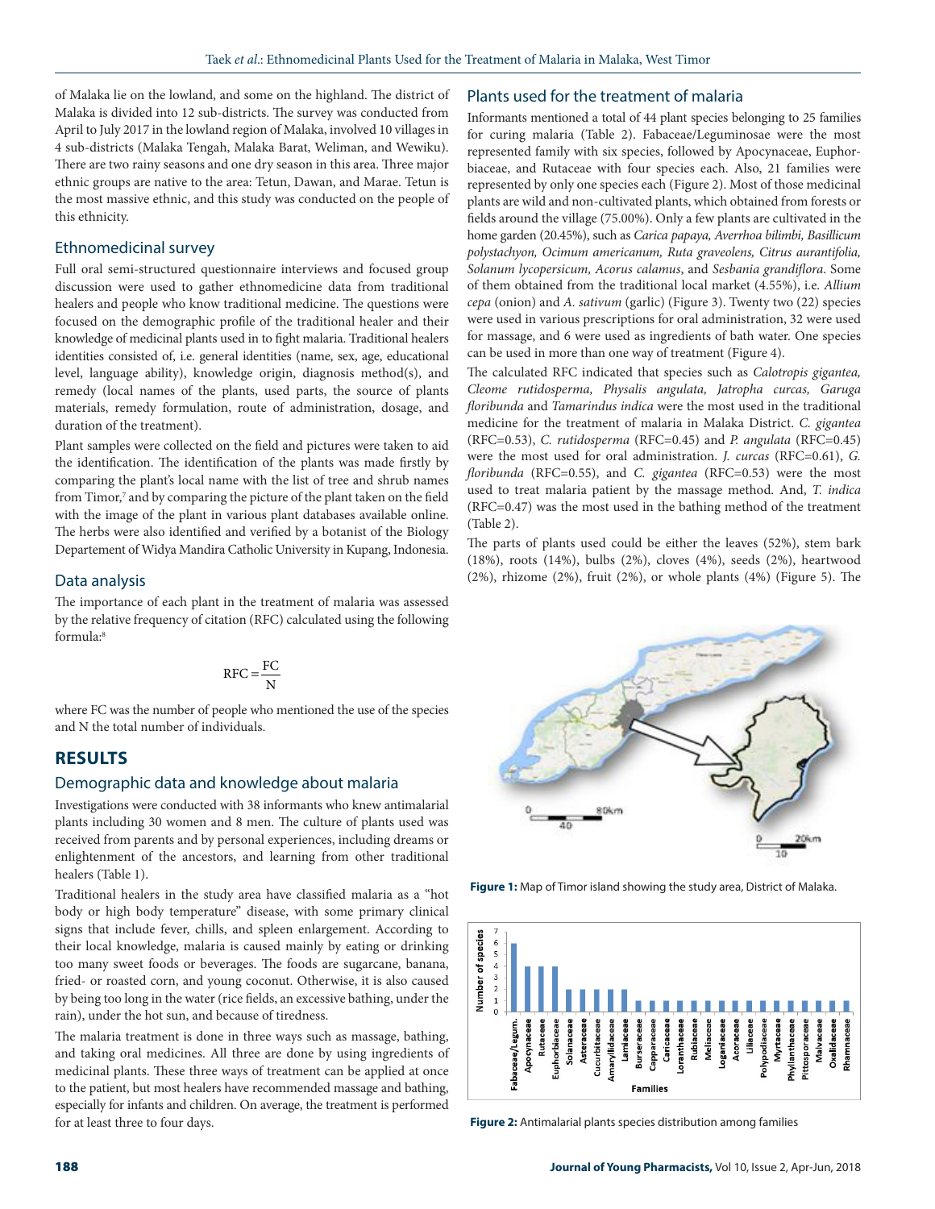of Malaka lie on the lowland, and some on the highland. The district of Malaka is divided into 12 sub-districts. The survey was conducted from April to July 2017 in the lowland region of Malaka, involved 10 villages in 4 sub-districts (Malaka Tengah, Malaka Barat, Weliman, and Wewiku). There are two rainy seasons and one dry season in this area. Three major ethnic groups are native to the area: Tetun, Dawan, and Marae. Tetun is the most massive ethnic, and this study was conducted on the people of this ethnicity.

## Ethnomedicinal survey

Full oral semi-structured questionnaire interviews and focused group discussion were used to gather ethnomedicine data from traditional healers and people who know traditional medicine. The questions were focused on the demographic profile of the traditional healer and their knowledge of medicinal plants used in to fight malaria. Traditional healers identities consisted of, i.e. general identities (name, sex, age, educational level, language ability), knowledge origin, diagnosis method(s), and remedy (local names of the plants, used parts, the source of plants materials, remedy formulation, route of administration, dosage, and duration of the treatment).

Plant samples were collected on the field and pictures were taken to aid the identification. The identification of the plants was made firstly by comparing the plant's local name with the list of tree and shrub names from Timor,[7] and by comparing the picture of the plant taken on the field with the image of the plant in various plant databases available online. The herbs were also identified and verified by a botanist of the Biology Departement of Widya Mandira Catholic University in Kupang, Indonesia.

## Data analysis

The importance of each plant in the treatment of malaria was assessed by the relative frequency of citation (RFC) calculated using the following formula:[8]

$$\mathrm{RFC} = \frac{\mathrm{FC}}{\mathrm{N}}$$

where FC was the number of people who mentioned the use of the species and N the total number of individuals.

# RESULTS

## Demographic data and knowledge about malaria

Investigations were conducted with 38 informants who knew antimalarial plants including 30 women and 8 men. The culture of plants used was received from parents and by personal experiences, including dreams or enlightenment of the ancestors, and learning from other traditional healers (Table 1).

Traditional healers in the study area have classified malaria as a "hot body or high body temperature" disease, with some primary clinical signs that include fever, chills, and spleen enlargement. According to their local knowledge, malaria is caused mainly by eating or drinking too many sweet foods or beverages. The foods are sugarcane, banana, fried- or roasted corn, and young coconut. Otherwise, it is also caused by being too long in the water (rice fields, an excessive bathing, under the rain), under the hot sun, and because of tiredness.

The malaria treatment is done in three ways such as massage, bathing, and taking oral medicines. All three are done by using ingredients of medicinal plants. These three ways of treatment can be applied at once to the patient, but most healers have recommended massage and bathing, especially for infants and children. On average, the treatment is performed for at least three to four days.

## Plants used for the treatment of malaria

Informants mentioned a total of 44 plant species belonging to 25 families for curing malaria (Table 2). Fabaceae/Leguminosae were the most represented family with six species, followed by Apocynaceae, Euphorbiaceae, and Rutaceae with four species each. Also, 21 families were represented by only one species each (Figure 2). Most of those medicinal plants are wild and non-cultivated plants, which obtained from forests or fields around the village (75.00%). Only a few plants are cultivated in the home garden (20.45%), such as *Carica papaya, Averrhoa bilimbi, Basillicum polystachyon, Ocimum americanum, Ruta graveolens, Citrus aurantifolia, Solanum lycopersicum, Acorus calamus*, and *Sesbania grandiflora*. Some of them obtained from the traditional local market (4.55%), i.e. *Allium cepa* (onion) and *A. sativum* (garlic) (Figure 3). Twenty two (22) species were used in various prescriptions for oral administration, 32 were used for massage, and 6 were used as ingredients of bath water. One species can be used in more than one way of treatment (Figure 4).

The calculated RFC indicated that species such as *Calotropis gigantea, Cleome rutidosperma, Physalis angulata, Jatropha curcas, Garuga floribunda* and *Tamarindus indica* were the most used in the traditional medicine for the treatment of malaria in Malaka District. *C. gigantea* (RFC=0.53), *C. rutidosperma* (RFC=0.45) and *P. angulata* (RFC=0.45) were the most used for oral administration. *J. curcas* (RFC=0.61), *G. floribunda* (RFC=0.55), and *C. gigantea* (RFC=0.53) were the most used to treat malaria patient by the massage method. And, *T. indica* (RFC=0.47) was the most used in the bathing method of the treatment (Table 2).

The parts of plants used could be either the leaves (52%), stem bark (18%), roots (14%), bulbs (2%), cloves (4%), seeds (2%), heartwood (2%), rhizome (2%), fruit (2%), or whole plants (4%) (Figure 5). The

**Figure 1:** Map of Timor island showing the study area, District of Malaka.

**Figure 2:** Antimalarial plants species distribution among families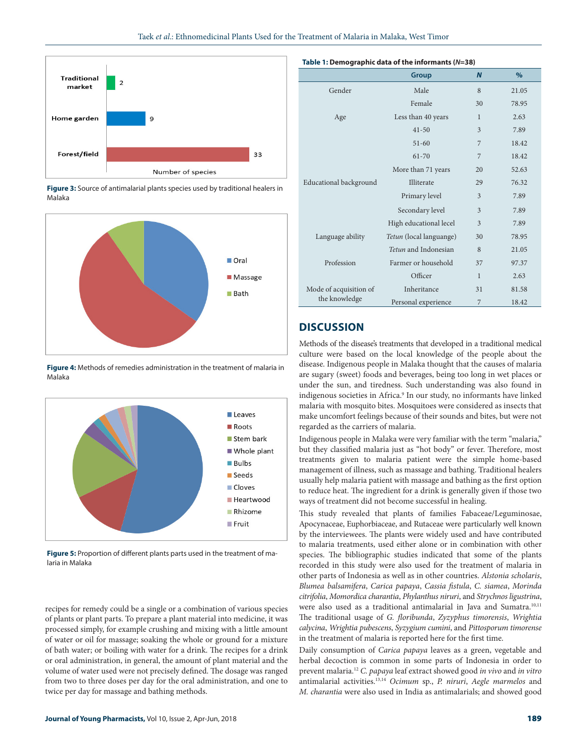Figure 3: Source of antimalarial plants species used by traditional healers in Malaka

Figure 4: Methods of remedies administration in the treatment of malaria in Malaka

Figure 5: Proportion of different plants parts used in the treatment of malaria in Malaka

recipes for remedy could be a single or a combination of various species of plants or plant parts. To prepare a plant material into medicine, it was processed simply, for example crushing and mixing with a little amount of water or oil for massage; soaking the whole or ground for a mixture of bath water; or boiling with water for a drink. The recipes for a drink or oral administration, in general, the amount of plant material and the volume of water used were not precisely defined. The dosage was ranged from two to three doses per day for the oral administration, and one to twice per day for massage and bathing methods.

**Table 1: Demographic data of the informants (*N*=38)**

| | Group | *N* | % |
|---|---|---|---|
| Gender | Male | 8 | 21.05 |
| | Female | 30 | 78.95 |
| Age | Less than 40 years | 1 | 2.63 |
| | 41-50 | 3 | 7.89 |
| | 51-60 | 7 | 18.42 |
| | 61-70 | 7 | 18.42 |
| | More than 71 years | 20 | 52.63 |
| Educational background | Illiterate | 29 | 76.32 |
| | Primary level | 3 | 7.89 |
| | Secondary level | 3 | 7.89 |
| | High educational lecel | 3 | 7.89 |
| Language ability | *Tetun* (local languange) | 30 | 78.95 |
| | *Tetun* and Indonesian | 8 | 21.05 |
| Profession | Farmer or household | 37 | 97.37 |
| | Officer | 1 | 2.63 |
| Mode of acquisition of the knowledge | Inheritance | 31 | 81.58 |
| | Personal experience | 7 | 18.42 |

## DISCUSSION

Methods of the disease's treatments that developed in a traditional medical culture were based on the local knowledge of the people about the disease. Indigenous people in Malaka thought that the causes of malaria are sugary (sweet) foods and beverages, being too long in wet places or under the sun, and tiredness. Such understanding was also found in indigenous societies in Africa.[9] In our study, no informants have linked malaria with mosquito bites. Mosquitoes were considered as insects that make uncomfort feelings because of their sounds and bites, but were not regarded as the carriers of malaria.

Indigenous people in Malaka were very familiar with the term "malaria," but they classified malaria just as "hot body" or fever. Therefore, most treatments given to malaria patient were the simple home-based management of illness, such as massage and bathing. Traditional healers usually help malaria patient with massage and bathing as the first option to reduce heat. The ingredient for a drink is generally given if those two ways of treatment did not become successful in healing.

This study revealed that plants of families Fabaceae/Leguminosae, Apocynaceae, Euphorbiaceae, and Rutaceae were particularly well known by the interviewees. The plants were widely used and have contributed to malaria treatments, used either alone or in combination with other species. The bibliographic studies indicated that some of the plants recorded in this study were also used for the treatment of malaria in other parts of Indonesia as well as in other countries. *Alstonia scholaris*, *Blumea balsamifera*, *Carica papaya*, *Cassia fistula*, *C. siamea*, *Morinda citrifolia*, *Momordica charantia*, *Phylanthus niruri*, and *Strychnos ligustrina*, were also used as a traditional antimalarial in Java and Sumatra.[10,11] The traditional usage of *G. floribunda*, *Zyzyphus timorensis*, *Wrightia calycina*, *Wrightia pubescens*, *Syzygium cumini*, and *Pittosporum timorense* in the treatment of malaria is reported here for the first time.

Daily consumption of *Carica papaya* leaves as a green, vegetable and herbal decoction is common in some parts of Indonesia in order to prevent malaria.[12] *C. papaya* leaf extract showed good *in vivo* and *in vitro* antimalarial activities.[13,14] *Ocimum* sp., *P. niruri*, *Aegle marmelos* and *M. charantia* were also used in India as antimalarials; and showed good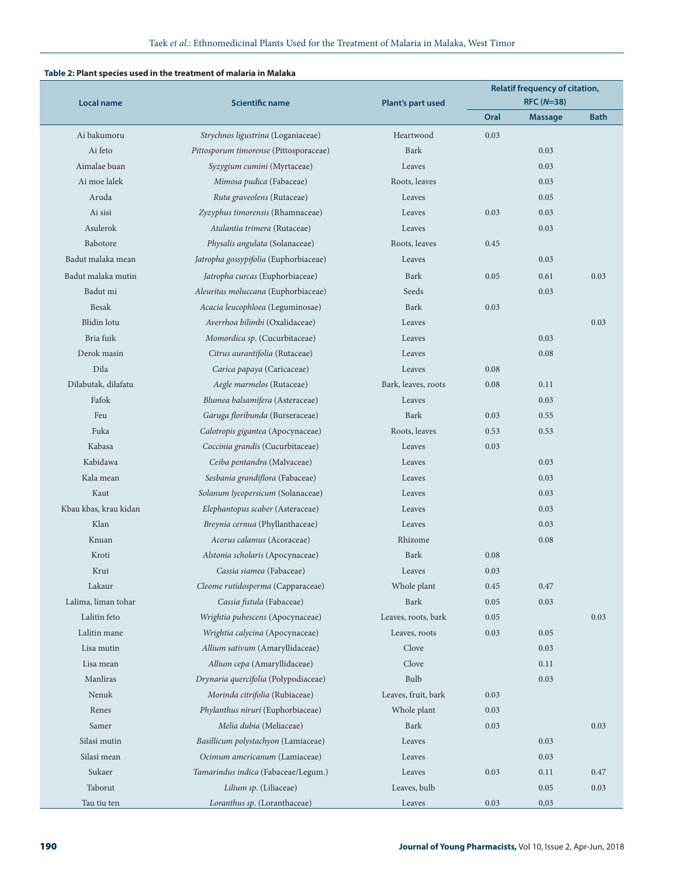**Table 2: Plant species used in the treatment of malaria in Malaka**

| Local name | Scientific name | Plant's part used | Relatif frequency of citation, RFC (*N*=38) | | |
|---|---|---|---|---|---|
| | | | Oral | Massage | Bath |
| Ai bakumoru | *Strychnos ligustrina* (Loganiaceae) | Heartwood | 0.03 | | |
| Ai feto | *Pittosporum timorense* (Pittosporaceae) | Bark | | 0.03 | |
| Aimalae buan | *Syzygium cumini* (Myrtaceae) | Leaves | | 0.03 | |
| Ai moe lalek | *Mimosa pudica* (Fabaceae) | Roots, leaves | | 0.03 | |
| Aruda | *Ruta graveolens* (Rutaceae) | Leaves | | 0.05 | |
| Ai sisi | *Zyzyphus timorensis* (Rhamnaceae) | Leaves | 0.03 | 0.03 | |
| Asulerok | *Atalantia trimera* (Rutaceae) | Leaves | | 0.03 | |
| Babotore | *Physalis angulata* (Solanaceae) | Roots, leaves | 0.45 | | |
| Badut malaka mean | *Jatropha gossypifolia* (Euphorbiaceae) | Leaves | | 0.03 | |
| Badut malaka mutin | *Jatropha curcas* (Euphorbiaceae) | Bark | 0.05 | 0.61 | 0.03 |
| Badut mi | *Aleuritas moluccana* (Euphorbiaceae) | Seeds | | 0.03 | |
| Besak | *Acacia leucophloea* (Leguminosae) | Bark | 0.03 | | |
| Blidin lotu | *Averrhoa bilimbi* (Oxalidaceae) | Leaves | | | 0.03 |
| Bria fuik | *Momordica sp.* (Cucurbitaceae) | Leaves | | 0.03 | |
| Derok masin | *Citrus aurantifolia* (Rutaceae) | Leaves | | 0.08 | |
| Dila | *Carica papaya* (Caricaceae) | Leaves | 0.08 | | |
| Dilabutak, dilafatu | *Aegle marmelos* (Rutaceae) | Bark, leaves, roots | 0.08 | 0.11 | |
| Fafok | *Blumea balsamifera* (Asteraceae) | Leaves | | 0.03 | |
| Feu | *Garuga floribunda* (Burseraceae) | Bark | 0.03 | 0.55 | |
| Fuka | *Calotropis gigantea* (Apocynaceae) | Roots, leaves | 0.53 | 0.53 | |
| Kabasa | *Coccinia grandis* (Cucurbitaceae) | Leaves | 0.03 | | |
| Kabidawa | *Ceiba pentandra* (Malvaceae) | Leaves | | 0.03 | |
| Kala mean | *Sesbania grandiflora* (Fabaceae) | Leaves | | 0.03 | |
| Kaut | *Solanum lycopersicum* (Solanaceae) | Leaves | | 0.03 | |
| Kbau kbas, krau kidan | *Elephantopus scaber* (Asteraceae) | Leaves | | 0.03 | |
| Klan | *Breynia cernua* (Phyllanthaceae) | Leaves | | 0.03 | |
| Knuan | *Acorus calamus* (Acoraceae) | Rhizome | | 0.08 | |
| Kroti | *Alstonia scholaris* (Apocynaceae) | Bark | 0.08 | | |
| Krui | *Cassia siamea* (Fabaceae) | Leaves | 0.03 | | |
| Lakaur | *Cleome rutidosperma* (Capparaceae) | Whole plant | 0.45 | 0.47 | |
| Lalima, liman tohar | *Cassia fistula* (Fabaceae) | Bark | 0.05 | 0.03 | |
| Lalitin feto | *Wrightia pubescens* (Apocynaceae) | Leaves, roots, bark | 0.05 | | 0.03 |
| Lalitin mane | *Wrightia calycina* (Apocynaceae) | Leaves, roots | 0.03 | 0.05 | |
| Lisa mutin | *Allium sativum* (Amaryllidaceae) | Clove | | 0.03 | |
| Lisa mean | *Allium cepa* (Amaryllidaceae) | Clove | | 0.11 | |
| Manliras | *Drynaria quercifolia* (Polypodiaceae) | Bulb | | 0.03 | |
| Nenuk | *Morinda citrifolia* (Rubiaceae) | Leaves, fruit, bark | 0.03 | | |
| Renes | *Phylanthus niruri* (Euphorbiaceae) | Whole plant | 0.03 | | |
| Samer | *Melia dubia* (Meliaceae) | Bark | 0.03 | | 0.03 |
| Silasi mutin | *Basillicum polystachyon* (Lamiaceae) | Leaves | | 0.03 | |
| Silasi mean | *Ocimum americanum* (Lamiaceae) | Leaves | | 0.03 | |
| Sukaer | *Tamarindus indica* (Fabaceae/Legum.) | Leaves | 0.03 | 0.11 | 0.47 |
| Taborut | *Lilium sp.* (Liliaceae) | Leaves, bulb | | 0.05 | 0.03 |
| Tau tiu ten | *Loranthus sp.* (Loranthaceae) | Leaves | 0.03 | 0,03 | |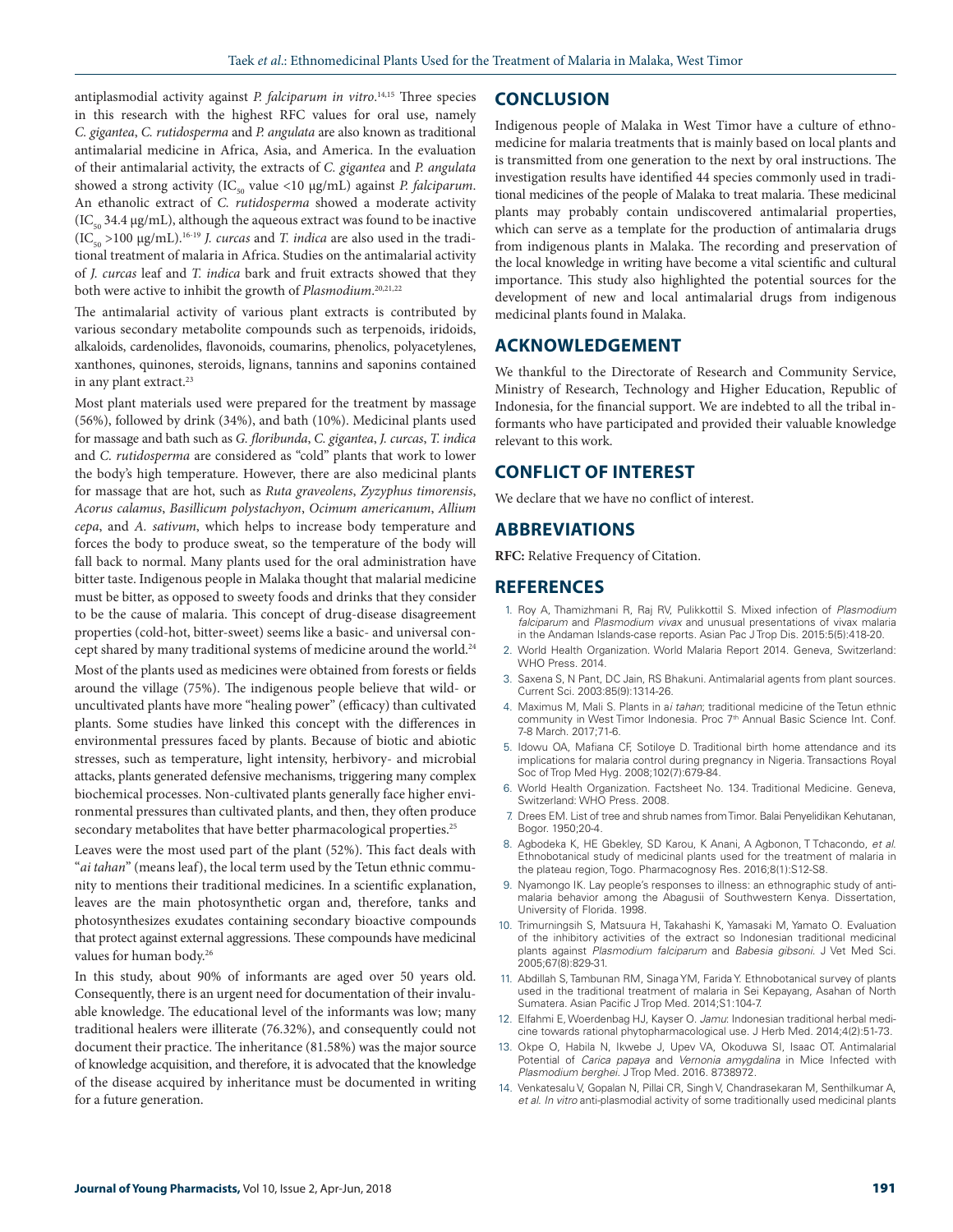antiplasmodial activity against *P. falciparum in vitro*.[14,15] Three species in this research with the highest RFC values for oral use, namely *C. gigantea*, *C. rutidosperma* and *P. angulata* are also known as traditional antimalarial medicine in Africa, Asia, and America. In the evaluation of their antimalarial activity, the extracts of *C. gigantea* and *P. angulata* showed a strong activity ($IC_{50}$ value <10 µg/mL) against *P. falciparum*. An ethanolic extract of *C. rutidosperma* showed a moderate activity ($IC_{50}$ 34.4 µg/mL), although the aqueous extract was found to be inactive ($IC_{50}$ >100 µg/mL).[16-19] *J. curcas* and *T. indica* are also used in the traditional treatment of malaria in Africa. Studies on the antimalarial activity of *J. curcas* leaf and *T. indica* bark and fruit extracts showed that they both were active to inhibit the growth of *Plasmodium*.[20,21,22]

The antimalarial activity of various plant extracts is contributed by various secondary metabolite compounds such as terpenoids, iridoids, alkaloids, cardenolides, flavonoids, coumarins, phenolics, polyacetylenes, xanthones, quinones, steroids, lignans, tannins and saponins contained in any plant extract.[23]

Most plant materials used were prepared for the treatment by massage (56%), followed by drink (34%), and bath (10%). Medicinal plants used for massage and bath such as *G. floribunda*, *C. gigantea*, *J. curcas*, *T. indica* and *C. rutidosperma* are considered as "cold" plants that work to lower the body's high temperature. However, there are also medicinal plants for massage that are hot, such as *Ruta graveolens*, *Zyzyphus timorensis*, *Acorus calamus*, *Basillicum polystachyon*, *Ocimum americanum*, *Allium cepa*, and *A. sativum*, which helps to increase body temperature and forces the body to produce sweat, so the temperature of the body will fall back to normal. Many plants used for the oral administration have bitter taste. Indigenous people in Malaka thought that malarial medicine must be bitter, as opposed to sweety foods and drinks that they consider to be the cause of malaria. This concept of drug-disease disagreement properties (cold-hot, bitter-sweet) seems like a basic- and universal concept shared by many traditional systems of medicine around the world.[24]

Most of the plants used as medicines were obtained from forests or fields around the village (75%). The indigenous people believe that wild- or uncultivated plants have more "healing power" (efficacy) than cultivated plants. Some studies have linked this concept with the differences in environmental pressures faced by plants. Because of biotic and abiotic stresses, such as temperature, light intensity, herbivory- and microbial attacks, plants generated defensive mechanisms, triggering many complex biochemical processes. Non-cultivated plants generally face higher environmental pressures than cultivated plants, and then, they often produce secondary metabolites that have better pharmacological properties.[25]

Leaves were the most used part of the plant (52%). This fact deals with "*ai tahan*" (means leaf), the local term used by the Tetun ethnic community to mentions their traditional medicines. In a scientific explanation, leaves are the main photosynthetic organ and, therefore, tanks and photosynthesizes exudates containing secondary bioactive compounds that protect against external aggressions. These compounds have medicinal values for human body.[26]

In this study, about 90% of informants are aged over 50 years old. Consequently, there is an urgent need for documentation of their invaluable knowledge. The educational level of the informants was low; many traditional healers were illiterate (76.32%), and consequently could not document their practice. The inheritance (81.58%) was the major source of knowledge acquisition, and therefore, it is advocated that the knowledge of the disease acquired by inheritance must be documented in writing for a future generation.

## CONCLUSION

Indigenous people of Malaka in West Timor have a culture of ethnomedicine for malaria treatments that is mainly based on local plants and is transmitted from one generation to the next by oral instructions. The investigation results have identified 44 species commonly used in traditional medicines of the people of Malaka to treat malaria. These medicinal plants may probably contain undiscovered antimalarial properties, which can serve as a template for the production of antimalaria drugs from indigenous plants in Malaka. The recording and preservation of the local knowledge in writing have become a vital scientific and cultural importance. This study also highlighted the potential sources for the development of new and local antimalarial drugs from indigenous medicinal plants found in Malaka.

## ACKNOWLEDGEMENT

We thankful to the Directorate of Research and Community Service, Ministry of Research, Technology and Higher Education, Republic of Indonesia, for the financial support. We are indebted to all the tribal informants who have participated and provided their valuable knowledge relevant to this work.

## CONFLICT OF INTEREST

We declare that we have no conflict of interest.

## ABBREVIATIONS

**RFC:** Relative Frequency of Citation.

## REFERENCES

1. Roy A, Thamizhmani R, Raj RV, Pulikkottil S. Mixed infection of *Plasmodium falciparum* and *Plasmodium vivax* and unusual presentations of vivax malaria in the Andaman Islands-case reports. Asian Pac J Trop Dis. 2015:5(5):418-20.
2. World Health Organization. World Malaria Report 2014. Geneva, Switzerland: WHO Press. 2014.
3. Saxena S, N Pant, DC Jain, RS Bhakuni. Antimalarial agents from plant sources. Current Sci. 2003:85(9):1314-26.
4. Maximus M, Mali S. Plants in *ai tahan*; traditional medicine of the Tetun ethnic community in West Timor Indonesia. Proc 7th Annual Basic Science Int. Conf. 7-8 March. 2017;71-6.
5. Idowu OA, Mafiana CF, Sotiloye D. Traditional birth home attendance and its implications for malaria control during pregnancy in Nigeria. Transactions Royal Soc of Trop Med Hyg. 2008;102(7):679-84.
6. World Health Organization. Factsheet No. 134. Traditional Medicine. Geneva, Switzerland: WHO Press. 2008.
7. Drees EM. List of tree and shrub names from Timor. Balai Penyelidikan Kehutanan, Bogor. 1950;20-4.
8. Agbodeka K, HE Gbekley, SD Karou, K Anani, A Agbonon, T Tchacondo, *et al.* Ethnobotanical study of medicinal plants used for the treatment of malaria in the plateau region, Togo. Pharmacognosy Res. 2016;8(1):S12-S8.
9. Nyamongo IK. Lay people's responses to illness: an ethnographic study of antimalaria behavior among the Abagusii of Southwestern Kenya. Dissertation, University of Florida. 1998.
10. Trimurningsih S, Matsuura H, Takahashi K, Yamasaki M, Yamato O. Evaluation of the inhibitory activities of the extract so Indonesian traditional medicinal plants against *Plasmodium falciparum* and *Babesia gibsoni*. J Vet Med Sci. 2005;67(8):829-31.
11. Abdillah S, Tambunan RM, Sinaga YM, Farida Y. Ethnobotanical survey of plants used in the traditional treatment of malaria in Sei Kepayang, Asahan of North Sumatera. Asian Pacific J Trop Med. 2014;S1:104-7.
12. Elfahmi E, Woerdenbag HJ, Kayser O. *Jamu*: Indonesian traditional herbal medicine towards rational phytopharmacological use. J Herb Med. 2014;4(2):51-73.
13. Okpe O, Habila N, Ikwebe J, Upev VA, Okoduwa SI, Isaac OT. Antimalarial Potential of *Carica papaya* and *Vernonia amygdalina* in Mice Infected with *Plasmodium berghei*. J Trop Med. 2016. 8738972.
14. Venkatesalu V, Gopalan N, Pillai CR, Singh V, Chandrasekaran M, Senthilkumar A, *et al.* *In vitro* anti-plasmodial activity of some traditionally used medicinal plants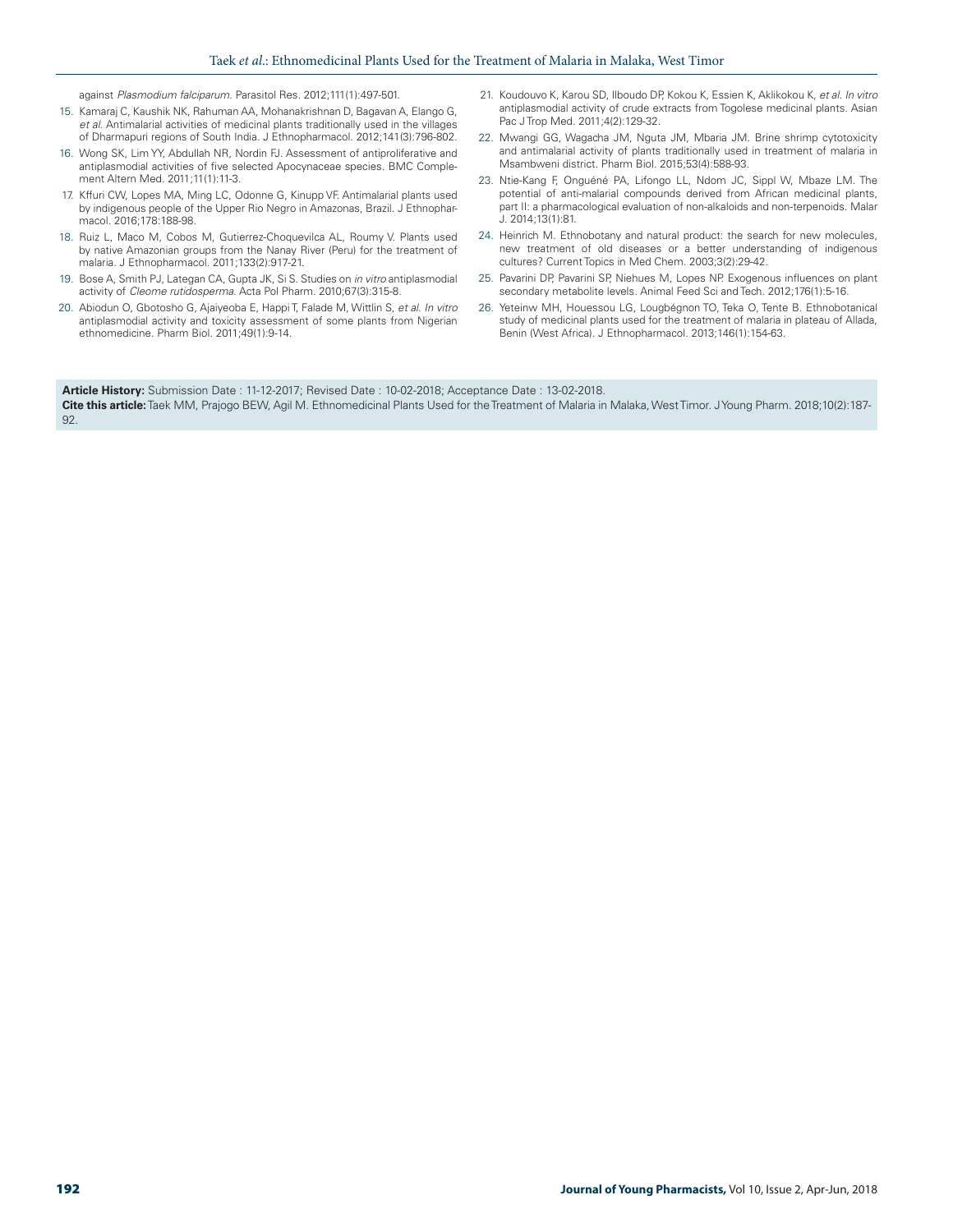against *Plasmodium falciparum*. Parasitol Res. 2012;111(1):497-501.

15. Kamaraj C, Kaushik NK, Rahuman AA, Mohanakrishnan D, Bagavan A, Elango G, *et al.* Antimalarial activities of medicinal plants traditionally used in the villages of Dharmapuri regions of South India. J Ethnopharmacol. 2012;141(3):796-802.
16. Wong SK, Lim YY, Abdullah NR, Nordin FJ. Assessment of antiproliferative and antiplasmodial activities of five selected Apocynaceae species. BMC Complement Altern Med. 2011;11(1):11-3.
17. Kffuri CW, Lopes MA, Ming LC, Odonne G, Kinupp VF. Antimalarial plants used by indigenous people of the Upper Rio Negro in Amazonas, Brazil. J Ethnopharmacol. 2016;178:188-98.
18. Ruiz L, Maco M, Cobos M, Gutierrez-Choquevilca AL, Roumy V. Plants used by native Amazonian groups from the Nanay River (Peru) for the treatment of malaria. J Ethnopharmacol. 2011;133(2):917-21.
19. Bose A, Smith PJ, Lategan CA, Gupta JK, Si S. Studies on *in vitro* antiplasmodial activity of *Cleome rutidosperma*. Acta Pol Pharm. 2010;67(3):315-8.
20. Abiodun O, Gbotosho G, Ajaiyeoba E, Happi T, Falade M, Wittlin S, *et al. In vitro* antiplasmodial activity and toxicity assessment of some plants from Nigerian ethnomedicine. Pharm Biol. 2011;49(1):9-14.
21. Koudouvo K, Karou SD, Ilboudo DP, Kokou K, Essien K, Aklikokou K, *et al. In vitro* antiplasmodial activity of crude extracts from Togolese medicinal plants. Asian Pac J Trop Med. 2011;4(2):129-32.
22. Mwangi GG, Wagacha JM, Nguta JM, Mbaria JM. Brine shrimp cytotoxicity and antimalarial activity of plants traditionally used in treatment of malaria in Msambweni district. Pharm Biol. 2015;53(4):588-93.
23. Ntie-Kang F, Onguéné PA, Lifongo LL, Ndom JC, Sippl W, Mbaze LM. The potential of anti-malarial compounds derived from African medicinal plants, part II: a pharmacological evaluation of non-alkaloids and non-terpenoids. Malar J. 2014;13(1):81.
24. Heinrich M. Ethnobotany and natural product: the search for new molecules, new treatment of old diseases or a better understanding of indigenous cultures? Current Topics in Med Chem. 2003;3(2):29-42.
25. Pavarini DP, Pavarini SP, Niehues M, Lopes NP. Exogenous influences on plant secondary metabolite levels. Animal Feed Sci and Tech. 2012;176(1):5-16.
26. Yeteinw MH, Houessou LG, Lougbégnon TO, Teka O, Tente B. Ethnobotanical study of medicinal plants used for the treatment of malaria in plateau of Allada, Benin (West Africa). J Ethnopharmacol. 2013;146(1):154-63.

**Article History:** Submission Date : 11-12-2017; Revised Date : 10-02-2018; Acceptance Date : 13-02-2018.
**Cite this article:** Taek MM, Prajogo BEW, Agil M. Ethnomedicinal Plants Used for the Treatment of Malaria in Malaka, West Timor. J Young Pharm. 2018;10(2):187-92.